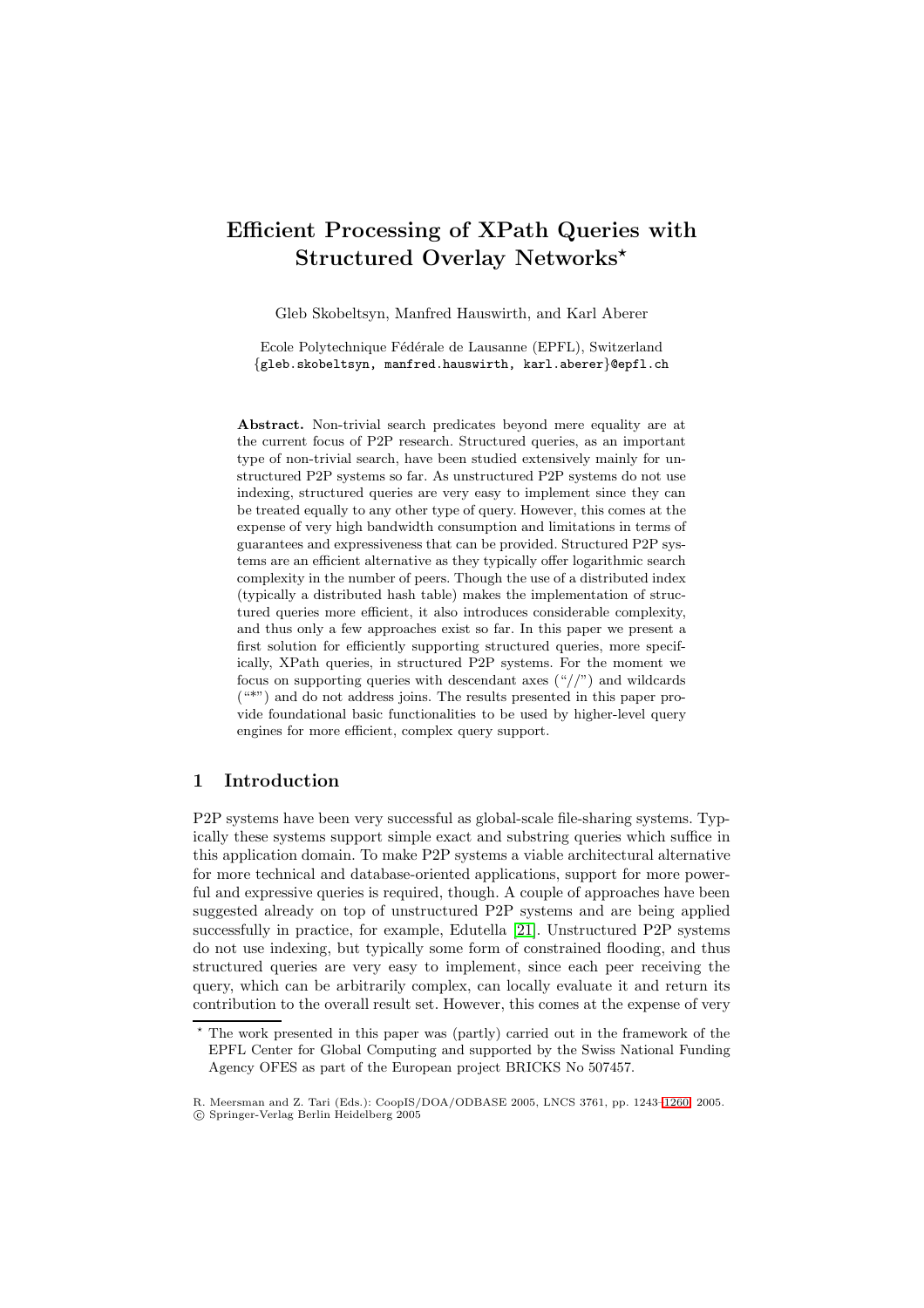# Efficient Processing of XPath Queries with Structured Overlay Networks*

Gleb Skobeltsyn, Manfred Hauswirth, and Karl Aberer

Ecole Polytechnique Fédérale de Lausanne (EPFL), Switzerland
{gleb.skobeltsyn, manfred.hauswirth, karl.aberer}@epfl.ch

**Abstract.** Non-trivial search predicates beyond mere equality are at the current focus of P2P research. Structured queries, as an important type of non-trivial search, have been studied extensively mainly for unstructured P2P systems so far. As unstructured P2P systems do not use indexing, structured queries are very easy to implement since they can be treated equally to any other type of query. However, this comes at the expense of very high bandwidth consumption and limitations in terms of guarantees and expressiveness that can be provided. Structured P2P systems are an efficient alternative as they typically offer logarithmic search complexity in the number of peers. Though the use of a distributed index (typically a distributed hash table) makes the implementation of structured queries more efficient, it also introduces considerable complexity, and thus only a few approaches exist so far. In this paper we present a first solution for efficiently supporting structured queries, more specifically, XPath queries, in structured P2P systems. For the moment we focus on supporting queries with descendant axes ("//") and wildcards ("*") and do not address joins. The results presented in this paper provide foundational basic functionalities to be used by higher-level query engines for more efficient, complex query support.

## 1 Introduction

P2P systems have been very successful as global-scale file-sharing systems. Typically these systems support simple exact and substring queries which suffice in this application domain. To make P2P systems a viable architectural alternative for more technical and database-oriented applications, support for more powerful and expressive queries is required, though. A couple of approaches have been suggested already on top of unstructured P2P systems and are being applied successfully in practice, for example, Edutella [21]. Unstructured P2P systems do not use indexing, but typically some form of constrained flooding, and thus structured queries are very easy to implement, since each peer receiving the query, which can be arbitrarily complex, can locally evaluate it and return its contribution to the overall result set. However, this comes at the expense of very

* The work presented in this paper was (partly) carried out in the framework of the EPFL Center for Global Computing and supported by the Swiss National Funding Agency OFES as part of the European project BRICKS No 507457.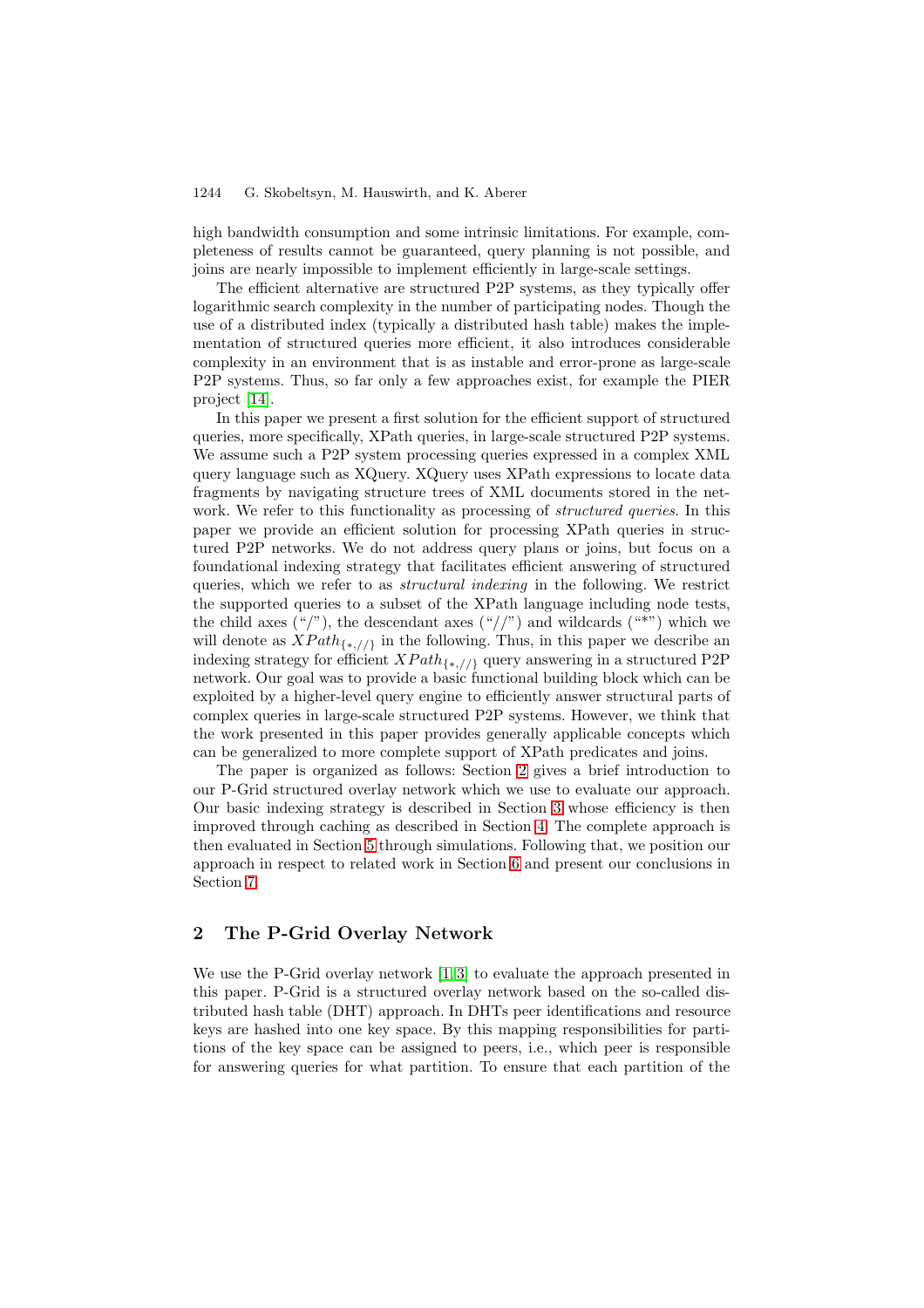high bandwidth consumption and some intrinsic limitations. For example, completeness of results cannot be guaranteed, query planning is not possible, and joins are nearly impossible to implement efficiently in large-scale settings.

The efficient alternative are structured P2P systems, as they typically offer logarithmic search complexity in the number of participating nodes. Though the use of a distributed index (typically a distributed hash table) makes the implementation of structured queries more efficient, it also introduces considerable complexity in an environment that is as instable and error-prone as large-scale P2P systems. Thus, so far only a few approaches exist, for example the PIER project [14].

In this paper we present a first solution for the efficient support of structured queries, more specifically, XPath queries, in large-scale structured P2P systems. We assume such a P2P system processing queries expressed in a complex XML query language such as XQuery. XQuery uses XPath expressions to locate data fragments by navigating structure trees of XML documents stored in the network. We refer to this functionality as processing of *structured queries*. In this paper we provide an efficient solution for processing XPath queries in structured P2P networks. We do not address query plans or joins, but focus on a foundational indexing strategy that facilitates efficient answering of structured queries, which we refer to as *structural indexing* in the following. We restrict the supported queries to a subset of the XPath language including node tests, the child axes ("/"), the descendant axes ("//") and wildcards ("*") which we will denote as $XPath_{\{*,//\}}$ in the following. Thus, in this paper we describe an indexing strategy for efficient $XPath_{\{*,//\}}$ query answering in a structured P2P network. Our goal was to provide a basic functional building block which can be exploited by a higher-level query engine to efficiently answer structural parts of complex queries in large-scale structured P2P systems. However, we think that the work presented in this paper provides generally applicable concepts which can be generalized to more complete support of XPath predicates and joins.

The paper is organized as follows: Section 2 gives a brief introduction to our P-Grid structured overlay network which we use to evaluate our approach. Our basic indexing strategy is described in Section 3 whose efficiency is then improved through caching as described in Section 4. The complete approach is then evaluated in Section 5 through simulations. Following that, we position our approach in respect to related work in Section 6 and present our conclusions in Section 7.

## 2 The P-Grid Overlay Network

We use the P-Grid overlay network [1,3] to evaluate the approach presented in this paper. P-Grid is a structured overlay network based on the so-called distributed hash table (DHT) approach. In DHTs peer identifications and resource keys are hashed into one key space. By this mapping responsibilities for partitions of the key space can be assigned to peers, i.e., which peer is responsible for answering queries for what partition. To ensure that each partition of the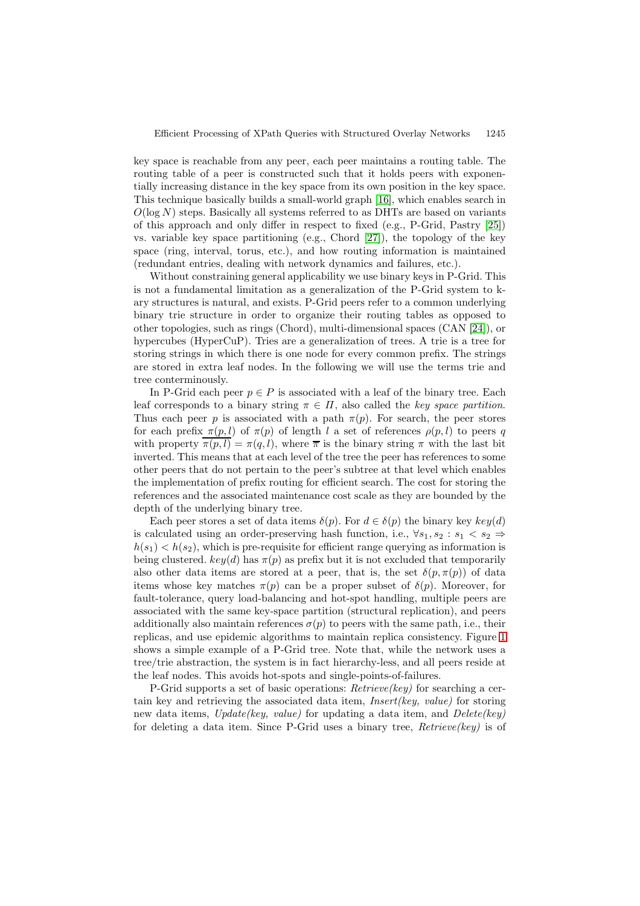key space is reachable from any peer, each peer maintains a routing table. The routing table of a peer is constructed such that it holds peers with exponentially increasing distance in the key space from its own position in the key space. This technique basically builds a small-world graph [16], which enables search in $O(\log N)$ steps. Basically all systems referred to as DHTs are based on variants of this approach and only differ in respect to fixed (e.g., P-Grid, Pastry [25]) vs. variable key space partitioning (e.g., Chord [27]), the topology of the key space (ring, interval, torus, etc.), and how routing information is maintained (redundant entries, dealing with network dynamics and failures, etc.).

Without constraining general applicability we use binary keys in P-Grid. This is not a fundamental limitation as a generalization of the P-Grid system to k-ary structures is natural, and exists. P-Grid peers refer to a common underlying binary trie structure in order to organize their routing tables as opposed to other topologies, such as rings (Chord), multi-dimensional spaces (CAN [24]), or hypercubes (HyperCuP). Tries are a generalization of trees. A trie is a tree for storing strings in which there is one node for every common prefix. The strings are stored in extra leaf nodes. In the following we will use the terms trie and tree conterminously.

In P-Grid each peer $p \in P$ is associated with a leaf of the binary tree. Each leaf corresponds to a binary string $\pi \in \Pi$, also called the *key space partition*. Thus each peer $p$ is associated with a path $\pi(p)$. For search, the peer stores for each prefix $\pi(p, l)$ of $\pi(p)$ of length $l$ a set of references $\rho(p, l)$ to peers $q$ with property $\overline{\pi(p, l)} = \pi(q, l)$, where $\overline{\pi}$ is the binary string $\pi$ with the last bit inverted. This means that at each level of the tree the peer has references to some other peers that do not pertain to the peer's subtree at that level which enables the implementation of prefix routing for efficient search. The cost for storing the references and the associated maintenance cost scale as they are bounded by the depth of the underlying binary tree.

Each peer stores a set of data items $\delta(p)$. For $d \in \delta(p)$ the binary key $key(d)$ is calculated using an order-preserving hash function, i.e., $\forall s_1, s_2 : s_1 < s_2 \Rightarrow h(s_1) < h(s_2)$, which is pre-requisite for efficient range querying as information is being clustered. $key(d)$ has $\pi(p)$ as prefix but it is not excluded that temporarily also other data items are stored at a peer, that is, the set $\delta(p, \pi(p))$ of data items whose key matches $\pi(p)$ can be a proper subset of $\delta(p)$. Moreover, for fault-tolerance, query load-balancing and hot-spot handling, multiple peers are associated with the same key-space partition (structural replication), and peers additionally also maintain references $\sigma(p)$ to peers with the same path, i.e., their replicas, and use epidemic algorithms to maintain replica consistency. Figure 1 shows a simple example of a P-Grid tree. Note that, while the network uses a tree/trie abstraction, the system is in fact hierarchy-less, and all peers reside at the leaf nodes. This avoids hot-spots and single-points-of-failures.

P-Grid supports a set of basic operations: *Retrieve(key)* for searching a certain key and retrieving the associated data item, *Insert(key, value)* for storing new data items, *Update(key, value)* for updating a data item, and *Delete(key)* for deleting a data item. Since P-Grid uses a binary tree, *Retrieve(key)* is of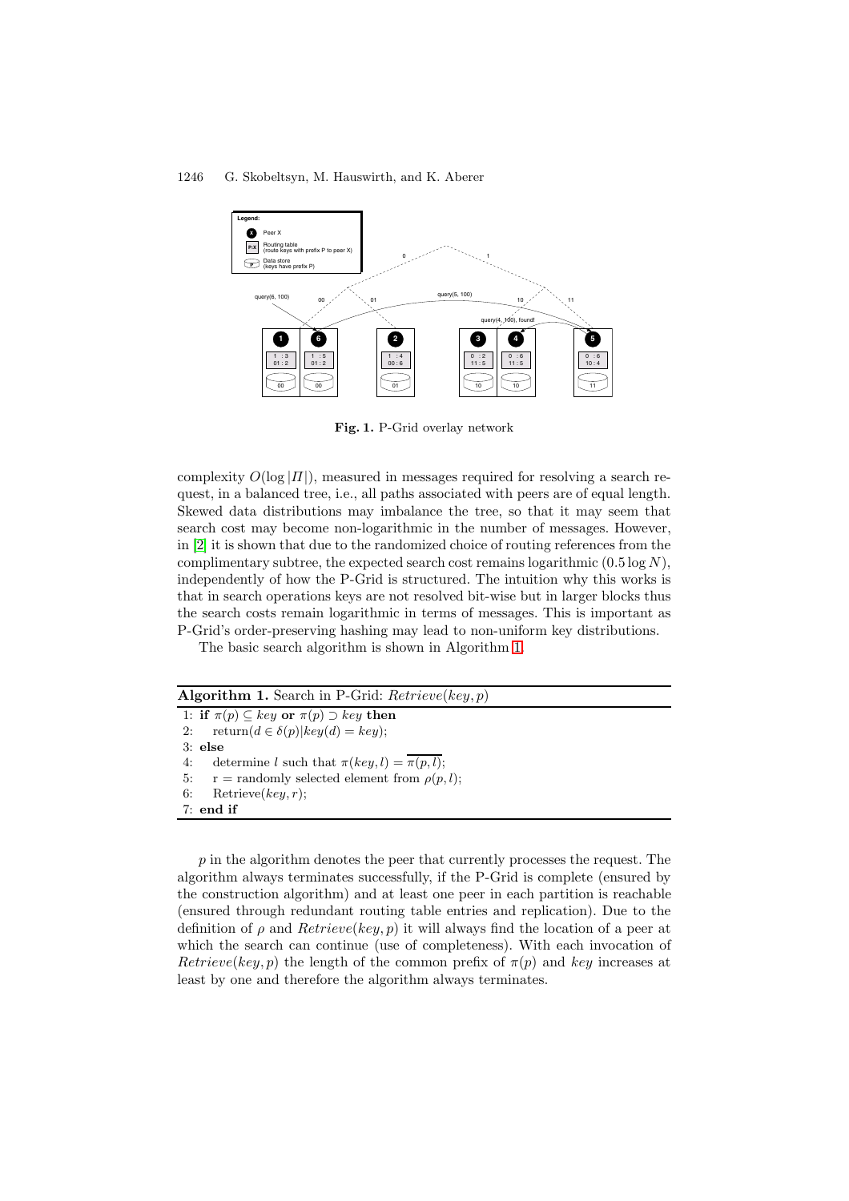**Fig. 1.** P-Grid overlay network

complexity $O(\log |\Pi|)$, measured in messages required for resolving a search request, in a balanced tree, i.e., all paths associated with peers are of equal length. Skewed data distributions may imbalance the tree, so that it may seem that search cost may become non-logarithmic in the number of messages. However, in [2] it is shown that due to the randomized choice of routing references from the complimentary subtree, the expected search cost remains logarithmic ($0.5 \log N$), independently of how the P-Grid is structured. The intuition why this works is that in search operations keys are not resolved bit-wise but in larger blocks thus the search costs remain logarithmic in terms of messages. This is important as P-Grid's order-preserving hashing may lead to non-uniform key distributions.

The basic search algorithm is shown in Algorithm 1.

**Algorithm 1.** Search in P-Grid: *Retrieve*(*key*, *p*)

```
1: if π(p) ⊆ key or π(p) ⊃ key then
2:     return(d ∈ δ(p)|key(d) = key);
3: else
4:     determine l such that π(key, l) = ‾π(p, l)‾;
5:     r = randomly selected element from ρ(p, l);
6:     Retrieve(key, r);
7: end if
```

$p$ in the algorithm denotes the peer that currently processes the request. The algorithm always terminates successfully, if the P-Grid is complete (ensured by the construction algorithm) and at least one peer in each partition is reachable (ensured through redundant routing table entries and replication). Due to the definition of $\rho$ and *Retrieve*($key, p$) it will always find the location of a peer at which the search can continue (use of completeness). With each invocation of *Retrieve*($key, p$) the length of the common prefix of $\pi(p)$ and *key* increases at least by one and therefore the algorithm always terminates.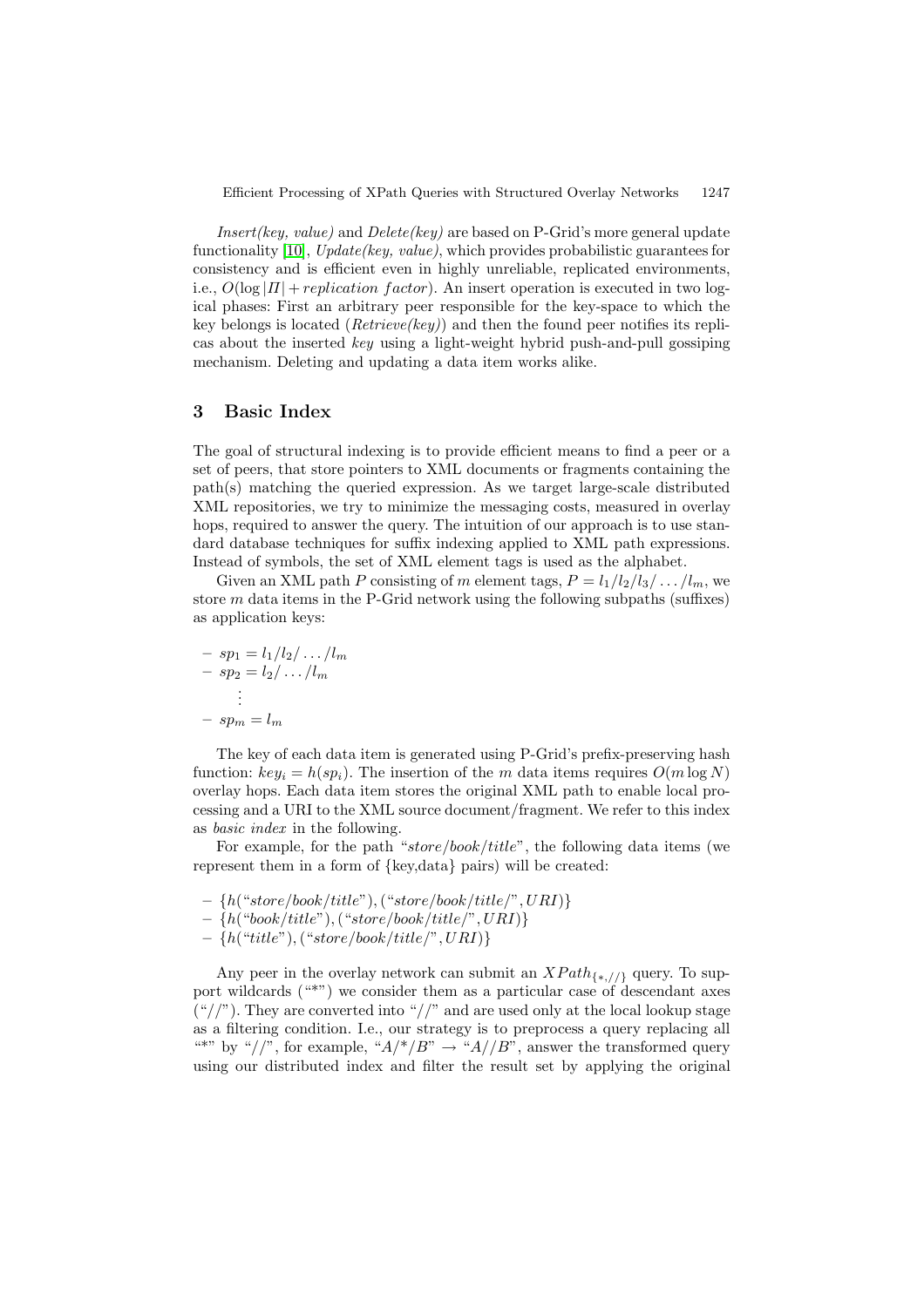*Insert(key, value)* and *Delete(key)* are based on P-Grid's more general update functionality [10], *Update(key, value)*, which provides probabilistic guarantees for consistency and is efficient even in highly unreliable, replicated environments, i.e., $O(\log |\Pi| + replication\ factor)$. An insert operation is executed in two logical phases: First an arbitrary peer responsible for the key-space to which the key belongs is located (*Retrieve(key)*) and then the found peer notifies its replicas about the inserted *key* using a light-weight hybrid push-and-pull gossiping mechanism. Deleting and updating a data item works alike.

## 3 Basic Index

The goal of structural indexing is to provide efficient means to find a peer or a set of peers, that store pointers to XML documents or fragments containing the path(s) matching the queried expression. As we target large-scale distributed XML repositories, we try to minimize the messaging costs, measured in overlay hops, required to answer the query. The intuition of our approach is to use standard database techniques for suffix indexing applied to XML path expressions. Instead of symbols, the set of XML element tags is used as the alphabet.

Given an XML path $P$ consisting of $m$ element tags, $P = l_1/l_2/l_3/\ldots/l_m$, we store $m$ data items in the P-Grid network using the following subpaths (suffixes) as application keys:

- $sp_1 = l_1/l_2/\ldots/l_m$
- $sp_2 = l_2/\ldots/l_m$

  $\vdots$
- $sp_m = l_m$

The key of each data item is generated using P-Grid's prefix-preserving hash function: $key_i = h(sp_i)$. The insertion of the $m$ data items requires $O(m \log N)$ overlay hops. Each data item stores the original XML path to enable local processing and a URI to the XML source document/fragment. We refer to this index as *basic index* in the following.

For example, for the path "*store/book/title*", the following data items (we represent them in a form of {key,data} pairs) will be created:

- $\{h(\text{"}store/book/title\text{"}), (\text{"}store/book/title/\text{"}, URI)\}$
- $\{h(\text{"}book/title\text{"}), (\text{"}store/book/title/\text{"}, URI)\}$
- $\{h(\text{"}title\text{"}), (\text{"}store/book/title/\text{"}, URI)\}$

Any peer in the overlay network can submit an $XPath_{\{*,//\}}$ query. To support wildcards ("*") we consider them as a particular case of descendant axes ("//"). They are converted into "//" and are used only at the local lookup stage as a filtering condition. I.e., our strategy is to preprocess a query replacing all "*" by "//", for example, "$A/*/B$" $\rightarrow$ "$A//B$", answer the transformed query using our distributed index and filter the result set by applying the original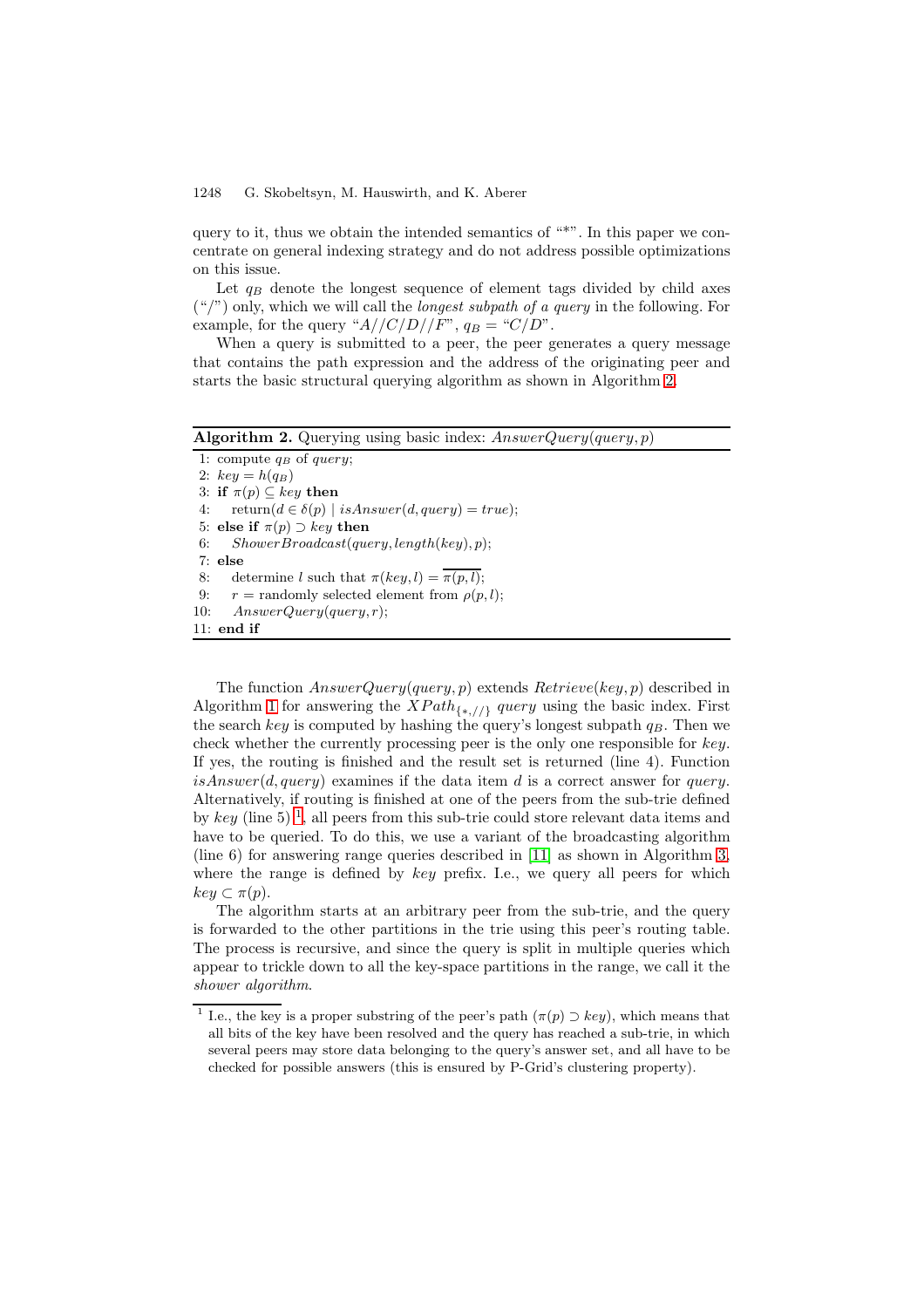query to it, thus we obtain the intended semantics of "*". In this paper we concentrate on general indexing strategy and do not address possible optimizations on this issue.

Let $q_B$ denote the longest sequence of element tags divided by child axes ("/") only, which we will call the *longest subpath of a query* in the following. For example, for the query "$A//C/D//F$", $q_B$ = "$C/D$".

When a query is submitted to a peer, the peer generates a query message that contains the path expression and the address of the originating peer and starts the basic structural querying algorithm as shown in Algorithm 2.

**Algorithm 2.** Querying using basic index: $AnswerQuery(query, p)$

```
1: compute q_B of query;
2: key = h(q_B)
3: if π(p) ⊆ key then
4:    return(d ∈ δ(p) | isAnswer(d, query) = true);
5: else if π(p) ⊃ key then
6:    ShowerBroadcast(query, length(key), p);
7: else
8:    determine l such that π(key, l) = π̄(p, l);
9:    r = randomly selected element from ρ(p, l);
10:   AnswerQuery(query, r);
11: end if
```

The function $AnswerQuery(query, p)$ extends $Retrieve(key, p)$ described in Algorithm 1 for answering the $XPath_{\{*,//\}}$ *query* using the basic index. First the search *key* is computed by hashing the query's longest subpath $q_B$. Then we check whether the currently processing peer is the only one responsible for *key*. If yes, the routing is finished and the result set is returned (line 4). Function $isAnswer(d, query)$ examines if the data item $d$ is a correct answer for *query*. Alternatively, if routing is finished at one of the peers from the sub-trie defined by *key* (line 5) [1], all peers from this sub-trie could store relevant data items and have to be queried. To do this, we use a variant of the broadcasting algorithm (line 6) for answering range queries described in [11] as shown in Algorithm 3, where the range is defined by *key* prefix. I.e., we query all peers for which $key \subset \pi(p)$.

The algorithm starts at an arbitrary peer from the sub-trie, and the query is forwarded to the other partitions in the trie using this peer's routing table. The process is recursive, and since the query is split in multiple queries which appear to trickle down to all the key-space partitions in the range, we call it the *shower algorithm*.

[1] I.e., the key is a proper substring of the peer's path ($\pi(p) \supset key$), which means that all bits of the key have been resolved and the query has reached a sub-trie, in which several peers may store data belonging to the query's answer set, and all have to be checked for possible answers (this is ensured by P-Grid's clustering property).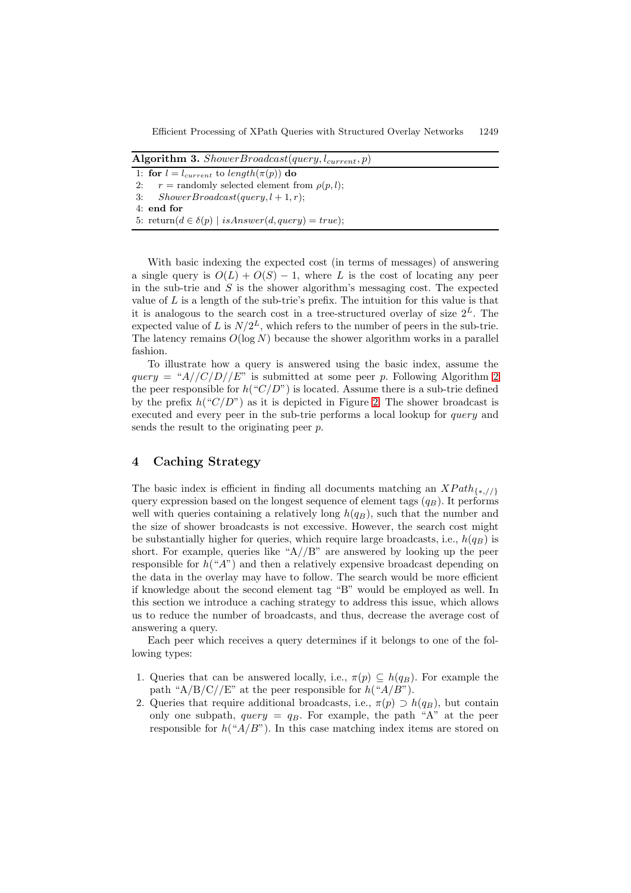**Algorithm 3.** $ShowerBroadcast(query, l_{current}, p)$

```
1: for l = l_current to length(π(p)) do
2:    r = randomly selected element from ρ(p, l);
3:    ShowerBroadcast(query, l + 1, r);
4: end for
5: return(d ∈ δ(p) | isAnswer(d, query) = true);
```

With basic indexing the expected cost (in terms of messages) of answering a single query is $O(L) + O(S) - 1$, where $L$ is the cost of locating any peer in the sub-trie and $S$ is the shower algorithm's messaging cost. The expected value of $L$ is a length of the sub-trie's prefix. The intuition for this value is that it is analogous to the search cost in a tree-structured overlay of size $2^L$. The expected value of $L$ is $N/2^L$, which refers to the number of peers in the sub-trie. The latency remains $O(\log N)$ because the shower algorithm works in a parallel fashion.

To illustrate how a query is answered using the basic index, assume the $query$ = "$A//C/D//E$" is submitted at some peer $p$. Following Algorithm 2 the peer responsible for $h$("$C/D$") is located. Assume there is a sub-trie defined by the prefix $h$("$C/D$") as it is depicted in Figure 2. The shower broadcast is executed and every peer in the sub-trie performs a local lookup for $query$ and sends the result to the originating peer $p$.

## 4 Caching Strategy

The basic index is efficient in finding all documents matching an $XPath_{\{*,//\}}$ query expression based on the longest sequence of element tags ($q_B$). It performs well with queries containing a relatively long $h(q_B)$, such that the number and the size of shower broadcasts is not excessive. However, the search cost might be substantially higher for queries, which require large broadcasts, i.e., $h(q_B)$ is short. For example, queries like "A//B" are answered by looking up the peer responsible for $h$("$A$") and then a relatively expensive broadcast depending on the data in the overlay may have to follow. The search would be more efficient if knowledge about the second element tag "B" would be employed as well. In this section we introduce a caching strategy to address this issue, which allows us to reduce the number of broadcasts, and thus, decrease the average cost of answering a query.

Each peer which receives a query determines if it belongs to one of the following types:

1. Queries that can be answered locally, i.e., $\pi(p) \subseteq h(q_B)$. For example the path "A/B/C//E" at the peer responsible for $h$("$A/B$").
2. Queries that require additional broadcasts, i.e., $\pi(p) \supset h(q_B)$, but contain only one subpath, $query = q_B$. For example, the path "A" at the peer responsible for $h$("$A/B$"). In this case matching index items are stored on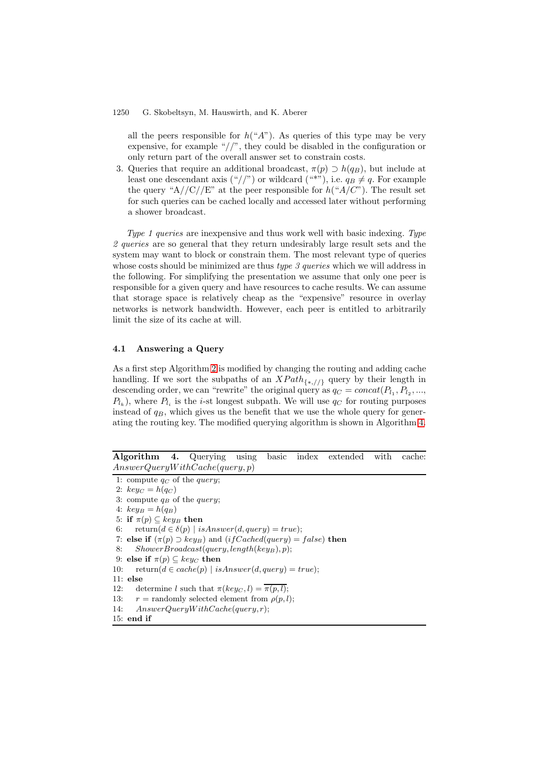all the peers responsible for $h(\text{"}A\text{"})$. As queries of this type may be very expensive, for example "//", they could be disabled in the configuration or only return part of the overall answer set to constrain costs.

3. Queries that require an additional broadcast, $\pi(p) \supset h(q_B)$, but include at least one descendant axis ("//") or wildcard ("*"), i.e. $q_B \neq q$. For example the query "A//C//E" at the peer responsible for $h(\text{"}A/C\text{"})$. The result set for such queries can be cached locally and accessed later without performing a shower broadcast.

*Type 1 queries* are inexpensive and thus work well with basic indexing. *Type 2 queries* are so general that they return undesirably large result sets and the system may want to block or constrain them. The most relevant type of queries whose costs should be minimized are thus *type 3 queries* which we will address in the following. For simplifying the presentation we assume that only one peer is responsible for a given query and have resources to cache results. We can assume that storage space is relatively cheap as the "expensive" resource in overlay networks is network bandwidth. However, each peer is entitled to arbitrarily limit the size of its cache at will.

### 4.1 Answering a Query

As a first step Algorithm 2 is modified by changing the routing and adding cache handling. If we sort the subpaths of an $XPath_{\{*,//\}}$ query by their length in descending order, we can "rewrite" the original query as $q_C = concat(P_{l_1}, P_{l_2}, ..., P_{l_k})$, where $P_{l_i}$ is the $i$-st longest subpath. We will use $q_C$ for routing purposes instead of $q_B$, which gives us the benefit that we use the whole query for generating the routing key. The modified querying algorithm is shown in Algorithm 4.

**Algorithm 4.** Querying using basic index extended with cache: $AnswerQueryWithCache(query, p)$

1: compute $q_C$ of the $query$;
2: $key_C = h(q_C)$
3: compute $q_B$ of the $query$;
4: $key_B = h(q_B)$
5: **if** $\pi(p) \subseteq key_B$ **then**
6: $\quad$ return($d \in \delta(p) \mid isAnswer(d, query) = true$);
7: **else if** $(\pi(p) \supset key_B)$ and $(ifCached(query) = false)$ **then**
8: $\quad$ $ShowerBroadcast(query, length(key_B), p)$;
9: **else if** $\pi(p) \subseteq key_C$ **then**
10: $\quad$ return($d \in cache(p) \mid isAnswer(d, query) = true$);
11: **else**
12: $\quad$ determine $l$ such that $\pi(key_C, l) = \overline{\pi(p, l)}$;
13: $\quad$ $r$ = randomly selected element from $\rho(p, l)$;
14: $\quad$ $AnswerQueryWithCache(query, r)$;
15: **end if**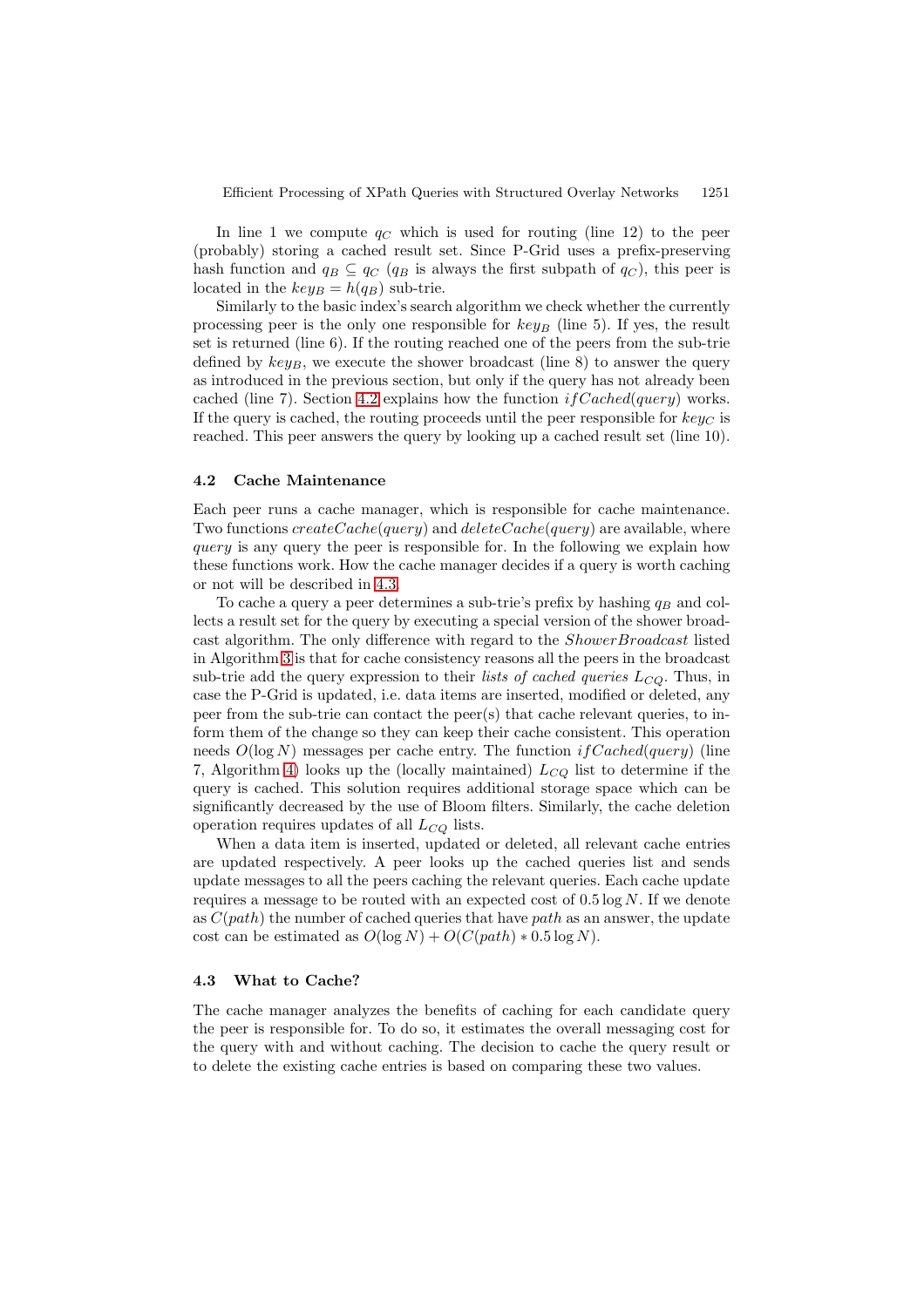In line 1 we compute $q_C$ which is used for routing (line 12) to the peer (probably) storing a cached result set. Since P-Grid uses a prefix-preserving hash function and $q_B \subseteq q_C$ ($q_B$ is always the first subpath of $q_C$), this peer is located in the $key_B = h(q_B)$ sub-trie.

Similarly to the basic index's search algorithm we check whether the currently processing peer is the only one responsible for $key_B$ (line 5). If yes, the result set is returned (line 6). If the routing reached one of the peers from the sub-trie defined by $key_B$, we execute the shower broadcast (line 8) to answer the query as introduced in the previous section, but only if the query has not already been cached (line 7). Section 4.2 explains how the function $ifCached(query)$ works. If the query is cached, the routing proceeds until the peer responsible for $key_C$ is reached. This peer answers the query by looking up a cached result set (line 10).

### 4.2 Cache Maintenance

Each peer runs a cache manager, which is responsible for cache maintenance. Two functions $createCache(query)$ and $deleteCache(query)$ are available, where $query$ is any query the peer is responsible for. In the following we explain how these functions work. How the cache manager decides if a query is worth caching or not will be described in 4.3.

To cache a query a peer determines a sub-trie's prefix by hashing $q_B$ and collects a result set for the query by executing a special version of the shower broadcast algorithm. The only difference with regard to the *ShowerBroadcast* listed in Algorithm 3 is that for cache consistency reasons all the peers in the broadcast sub-trie add the query expression to their *lists of cached queries* $L_{CQ}$. Thus, in case the P-Grid is updated, i.e. data items are inserted, modified or deleted, any peer from the sub-trie can contact the peer(s) that cache relevant queries, to inform them of the change so they can keep their cache consistent. This operation needs $O(\log N)$ messages per cache entry. The function $ifCached(query)$ (line 7, Algorithm 4) looks up the (locally maintained) $L_{CQ}$ list to determine if the query is cached. This solution requires additional storage space which can be significantly decreased by the use of Bloom filters. Similarly, the cache deletion operation requires updates of all $L_{CQ}$ lists.

When a data item is inserted, updated or deleted, all relevant cache entries are updated respectively. A peer looks up the cached queries list and sends update messages to all the peers caching the relevant queries. Each cache update requires a message to be routed with an expected cost of $0.5 \log N$. If we denote as $C(path)$ the number of cached queries that have $path$ as an answer, the update cost can be estimated as $O(\log N) + O(C(path) * 0.5 \log N)$.

### 4.3 What to Cache?

The cache manager analyzes the benefits of caching for each candidate query the peer is responsible for. To do so, it estimates the overall messaging cost for the query with and without caching. The decision to cache the query result or to delete the existing cache entries is based on comparing these two values.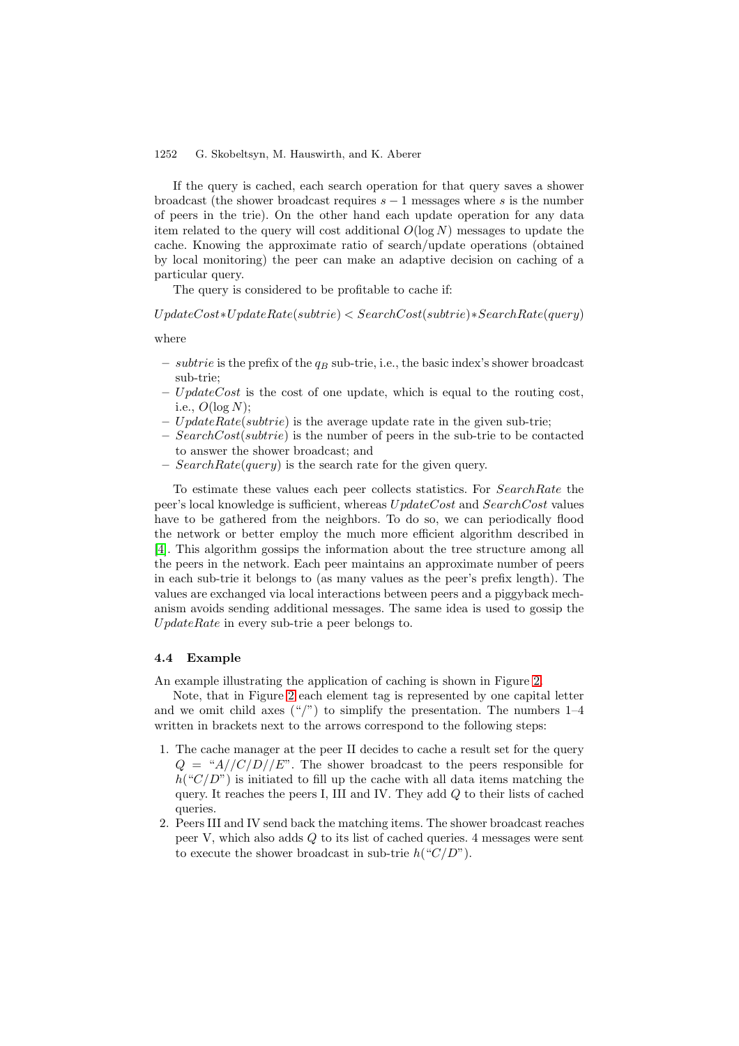If the query is cached, each search operation for that query saves a shower broadcast (the shower broadcast requires $s-1$ messages where $s$ is the number of peers in the trie). On the other hand each update operation for any data item related to the query will cost additional $O(\log N)$ messages to update the cache. Knowing the approximate ratio of search/update operations (obtained by local monitoring) the peer can make an adaptive decision on caching of a particular query.

The query is considered to be profitable to cache if:

$$UpdateCost * UpdateRate(subtrie) < SearchCost(subtrie) * SearchRate(query)$$

where

- $subtrie$ is the prefix of the $q_B$ sub-trie, i.e., the basic index's shower broadcast sub-trie;
- $UpdateCost$ is the cost of one update, which is equal to the routing cost, i.e., $O(\log N)$;
- $UpdateRate(subtrie)$ is the average update rate in the given sub-trie;
- $SearchCost(subtrie)$ is the number of peers in the sub-trie to be contacted to answer the shower broadcast; and
- $SearchRate(query)$ is the search rate for the given query.

To estimate these values each peer collects statistics. For $SearchRate$ the peer's local knowledge is sufficient, whereas $UpdateCost$ and $SearchCost$ values have to be gathered from the neighbors. To do so, we can periodically flood the network or better employ the much more efficient algorithm described in [4]. This algorithm gossips the information about the tree structure among all the peers in the network. Each peer maintains an approximate number of peers in each sub-trie it belongs to (as many values as the peer's prefix length). The values are exchanged via local interactions between peers and a piggyback mechanism avoids sending additional messages. The same idea is used to gossip the $UpdateRate$ in every sub-trie a peer belongs to.

### 4.4 Example

An example illustrating the application of caching is shown in Figure 2.

Note, that in Figure 2 each element tag is represented by one capital letter and we omit child axes ("/") to simplify the presentation. The numbers 1–4 written in brackets next to the arrows correspond to the following steps:

1. The cache manager at the peer II decides to cache a result set for the query $Q$ = "$A//C/D//E$". The shower broadcast to the peers responsible for $h$("$C/D$") is initiated to fill up the cache with all data items matching the query. It reaches the peers I, III and IV. They add $Q$ to their lists of cached queries.
2. Peers III and IV send back the matching items. The shower broadcast reaches peer V, which also adds $Q$ to its list of cached queries. 4 messages were sent to execute the shower broadcast in sub-trie $h$("$C/D$").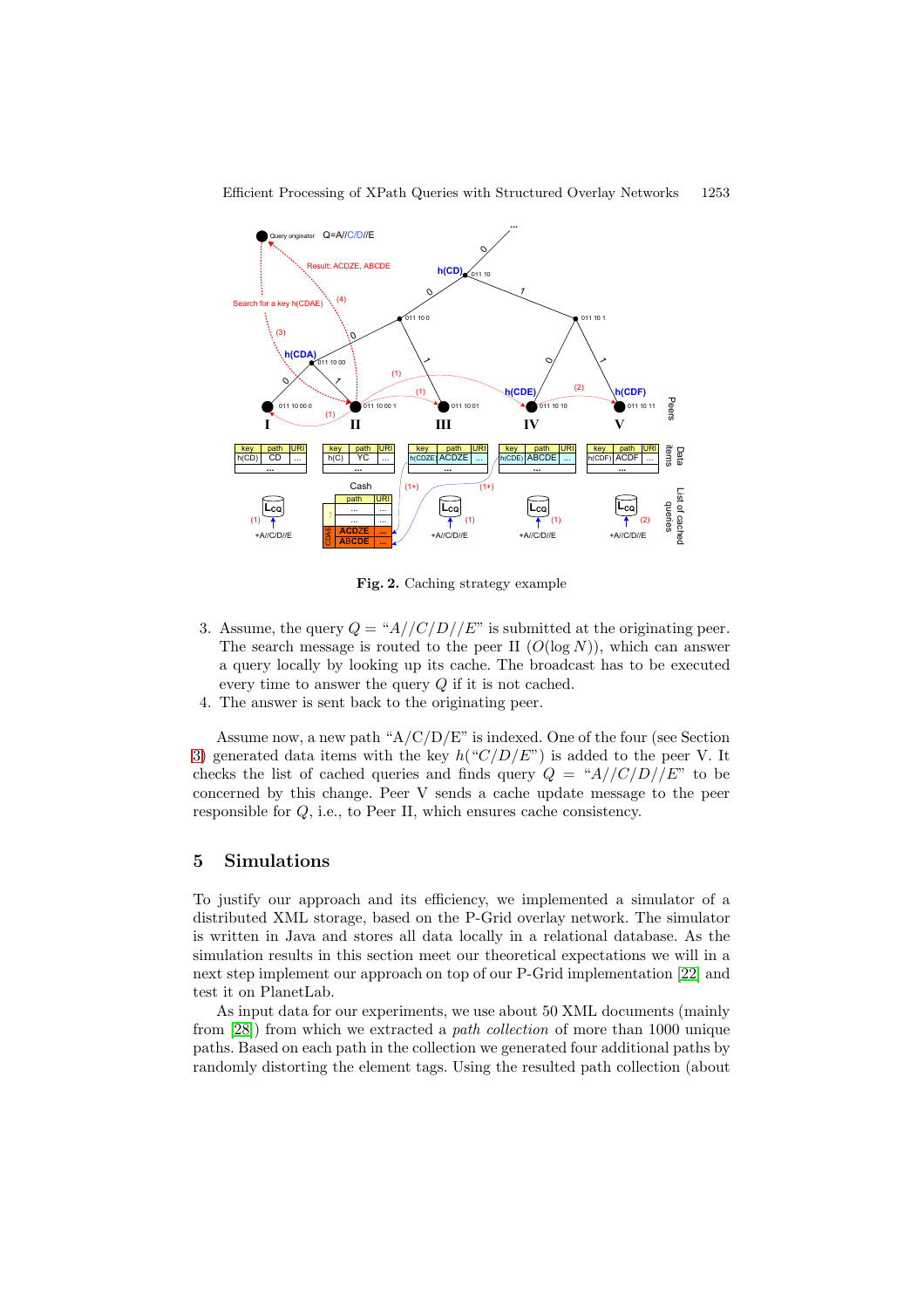**Fig. 2.** Caching strategy example

3. Assume, the query $Q =$ "$A//C/D//E$" is submitted at the originating peer. The search message is routed to the peer II ($O(\log N)$), which can answer a query locally by looking up its cache. The broadcast has to be executed every time to answer the query $Q$ if it is not cached.
4. The answer is sent back to the originating peer.

Assume now, a new path "A/C/D/E" is indexed. One of the four (see Section 3) generated data items with the key $h$("$C/D/E$") is added to the peer V. It checks the list of cached queries and finds query $Q$ = "$A//C/D//E$" to be concerned by this change. Peer V sends a cache update message to the peer responsible for $Q$, i.e., to Peer II, which ensures cache consistency.

## 5 Simulations

To justify our approach and its efficiency, we implemented a simulator of a distributed XML storage, based on the P-Grid overlay network. The simulator is written in Java and stores all data locally in a relational database. As the simulation results in this section meet our theoretical expectations we will in a next step implement our approach on top of our P-Grid implementation [22] and test it on PlanetLab.

As input data for our experiments, we use about 50 XML documents (mainly from [28]) from which we extracted a *path collection* of more than 1000 unique paths. Based on each path in the collection we generated four additional paths by randomly distorting the element tags. Using the resulted path collection (about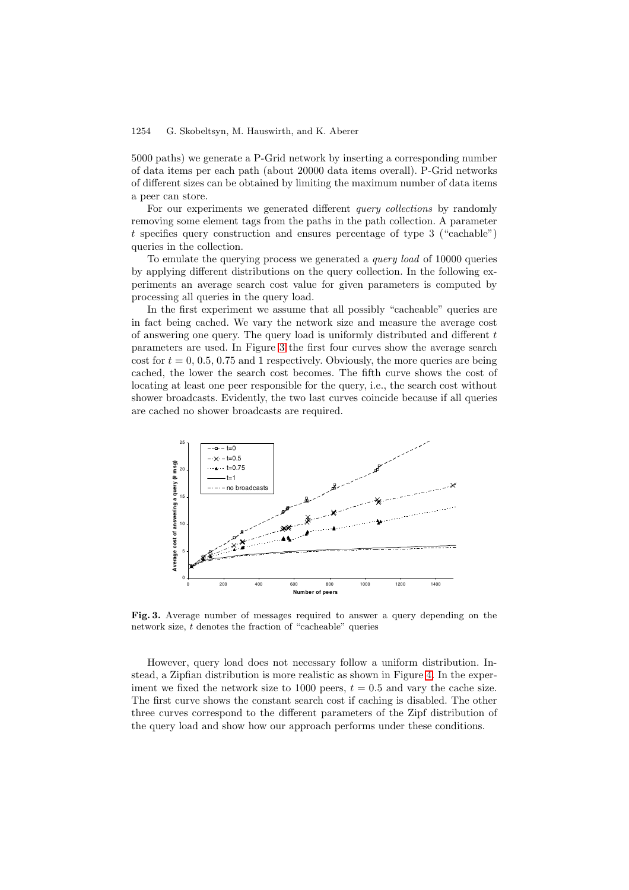5000 paths) we generate a P-Grid network by inserting a corresponding number of data items per each path (about 20000 data items overall). P-Grid networks of different sizes can be obtained by limiting the maximum number of data items a peer can store.

For our experiments we generated different *query collections* by randomly removing some element tags from the paths in the path collection. A parameter $t$ specifies query construction and ensures percentage of type 3 ("cachable") queries in the collection.

To emulate the querying process we generated a *query load* of 10000 queries by applying different distributions on the query collection. In the following experiments an average search cost value for given parameters is computed by processing all queries in the query load.

In the first experiment we assume that all possibly "cacheable" queries are in fact being cached. We vary the network size and measure the average cost of answering one query. The query load is uniformly distributed and different $t$ parameters are used. In Figure 3 the first four curves show the average search cost for $t = 0$, 0.5, 0.75 and 1 respectively. Obviously, the more queries are being cached, the lower the search cost becomes. The fifth curve shows the cost of locating at least one peer responsible for the query, i.e., the search cost without shower broadcasts. Evidently, the two last curves coincide because if all queries are cached no shower broadcasts are required.

**Fig. 3.** Average number of messages required to answer a query depending on the network size, $t$ denotes the fraction of "cacheable" queries

However, query load does not necessary follow a uniform distribution. Instead, a Zipfian distribution is more realistic as shown in Figure 4. In the experiment we fixed the network size to 1000 peers, $t = 0.5$ and vary the cache size. The first curve shows the constant search cost if caching is disabled. The other three curves correspond to the different parameters of the Zipf distribution of the query load and show how our approach performs under these conditions.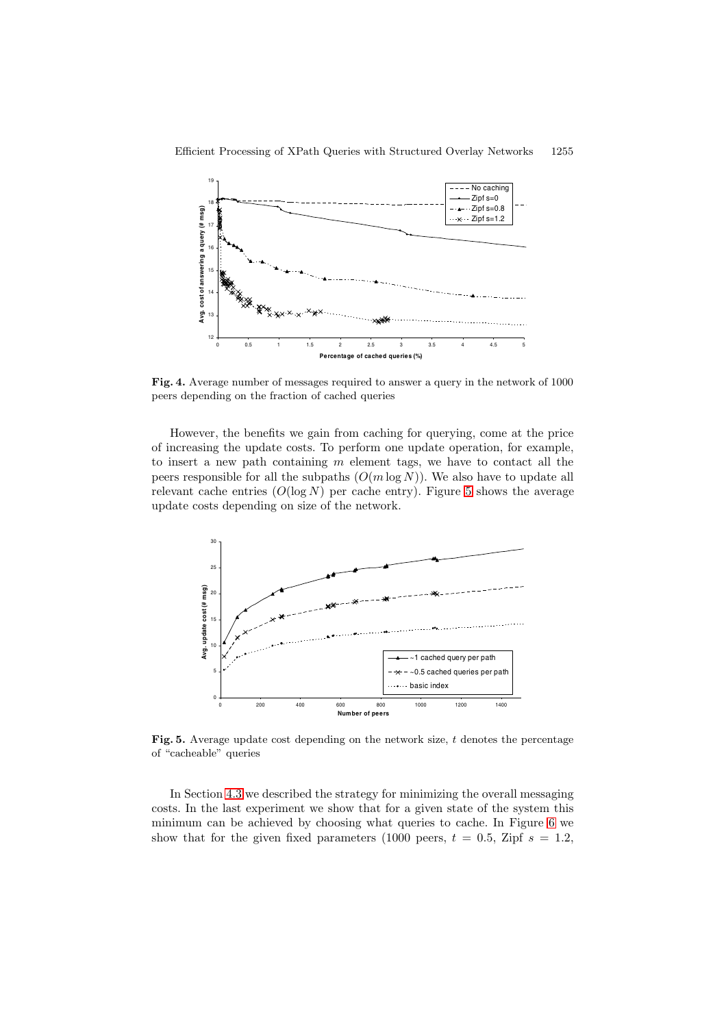**Fig. 4.** Average number of messages required to answer a query in the network of 1000 peers depending on the fraction of cached queries

However, the benefits we gain from caching for querying, come at the price of increasing the update costs. To perform one update operation, for example, to insert a new path containing $m$ element tags, we have to contact all the peers responsible for all the subpaths ($O(m \log N)$). We also have to update all relevant cache entries ($O(\log N)$ per cache entry). Figure 5 shows the average update costs depending on size of the network.

**Fig. 5.** Average update cost depending on the network size, $t$ denotes the percentage of "cacheable" queries

In Section 4.3 we described the strategy for minimizing the overall messaging costs. In the last experiment we show that for a given state of the system this minimum can be achieved by choosing what queries to cache. In Figure 6 we show that for the given fixed parameters (1000 peers, $t = 0.5$, Zipf $s = 1.2$,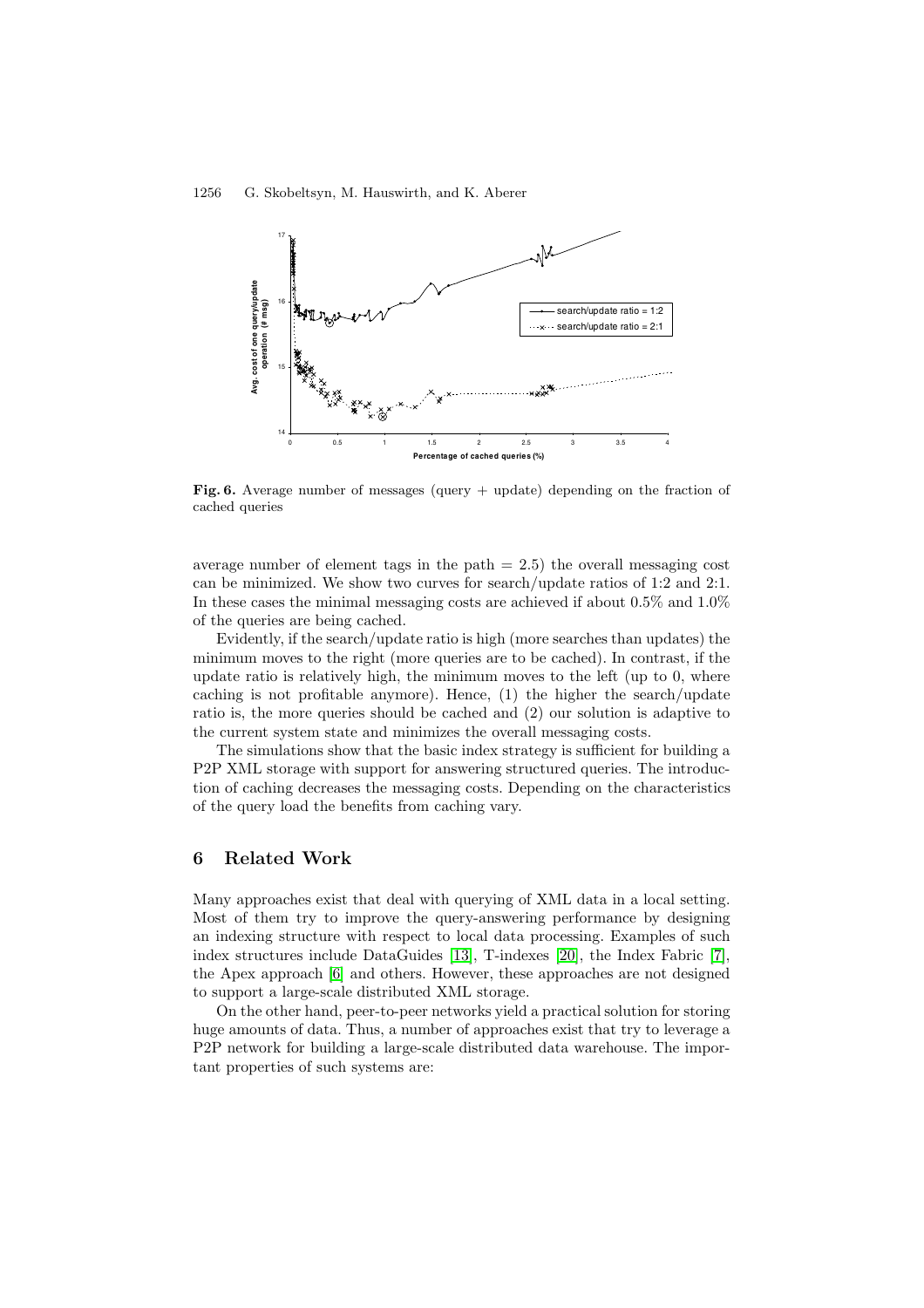**Fig. 6.** Average number of messages (query + update) depending on the fraction of cached queries

average number of element tags in the path = 2.5) the overall messaging cost can be minimized. We show two curves for search/update ratios of 1:2 and 2:1. In these cases the minimal messaging costs are achieved if about 0.5% and 1.0% of the queries are being cached.

Evidently, if the search/update ratio is high (more searches than updates) the minimum moves to the right (more queries are to be cached). In contrast, if the update ratio is relatively high, the minimum moves to the left (up to 0, where caching is not profitable anymore). Hence, (1) the higher the search/update ratio is, the more queries should be cached and (2) our solution is adaptive to the current system state and minimizes the overall messaging costs.

The simulations show that the basic index strategy is sufficient for building a P2P XML storage with support for answering structured queries. The introduction of caching decreases the messaging costs. Depending on the characteristics of the query load the benefits from caching vary.

## 6 Related Work

Many approaches exist that deal with querying of XML data in a local setting. Most of them try to improve the query-answering performance by designing an indexing structure with respect to local data processing. Examples of such index structures include DataGuides [13], T-indexes [20], the Index Fabric [7], the Apex approach [6] and others. However, these approaches are not designed to support a large-scale distributed XML storage.

On the other hand, peer-to-peer networks yield a practical solution for storing huge amounts of data. Thus, a number of approaches exist that try to leverage a P2P network for building a large-scale distributed data warehouse. The important properties of such systems are: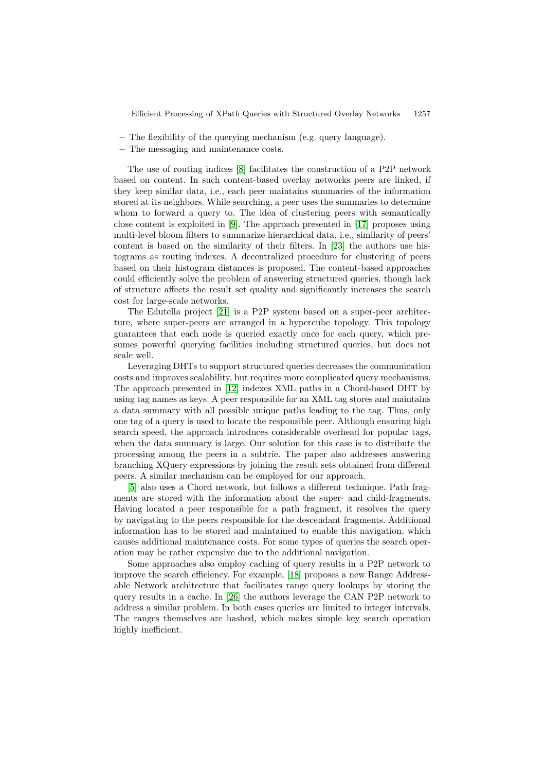- The flexibility of the querying mechanism (e.g. query language).
- The messaging and maintenance costs.

The use of routing indices [8] facilitates the construction of a P2P network based on content. In such content-based overlay networks peers are linked, if they keep similar data, i.e., each peer maintains summaries of the information stored at its neighbors. While searching, a peer uses the summaries to determine whom to forward a query to. The idea of clustering peers with semantically close content is exploited in [9]. The approach presented in [17] proposes using multi-level bloom filters to summarize hierarchical data, i.e., similarity of peers' content is based on the similarity of their filters. In [23] the authors use histograms as routing indexes. A decentralized procedure for clustering of peers based on their histogram distances is proposed. The content-based approaches could efficiently solve the problem of answering structured queries, though lack of structure affects the result set quality and significantly increases the search cost for large-scale networks.

The Edutella project [21] is a P2P system based on a super-peer architecture, where super-peers are arranged in a hypercube topology. This topology guarantees that each node is queried exactly once for each query, which presumes powerful querying facilities including structured queries, but does not scale well.

Leveraging DHTs to support structured queries decreases the communication costs and improves scalability, but requires more complicated query mechanisms. The approach presented in [12] indexes XML paths in a Chord-based DHT by using tag names as keys. A peer responsible for an XML tag stores and maintains a data summary with all possible unique paths leading to the tag. Thus, only one tag of a query is used to locate the responsible peer. Although ensuring high search speed, the approach introduces considerable overhead for popular tags, when the data summary is large. Our solution for this case is to distribute the processing among the peers in a subtrie. The paper also addresses answering branching XQuery expressions by joining the result sets obtained from different peers. A similar mechanism can be employed for our approach.

[5] also uses a Chord network, but follows a different technique. Path fragments are stored with the information about the super- and child-fragments. Having located a peer responsible for a path fragment, it resolves the query by navigating to the peers responsible for the descendant fragments. Additional information has to be stored and maintained to enable this navigation, which causes additional maintenance costs. For some types of queries the search operation may be rather expensive due to the additional navigation.

Some approaches also employ caching of query results in a P2P network to improve the search efficiency. For example, [18] proposes a new Range Addressable Network architecture that facilitates range query lookups by storing the query results in a cache. In [26] the authors leverage the CAN P2P network to address a similar problem. In both cases queries are limited to integer intervals. The ranges themselves are hashed, which makes simple key search operation highly inefficient.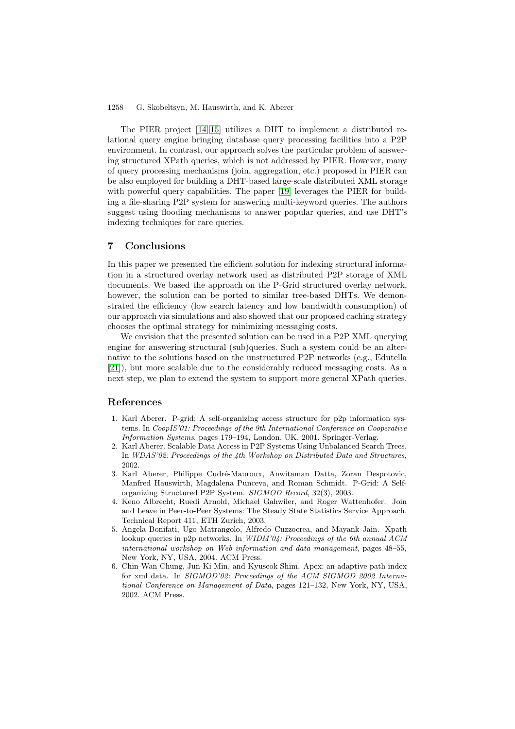The PIER project [14,15] utilizes a DHT to implement a distributed relational query engine bringing database query processing facilities into a P2P environment. In contrast, our approach solves the particular problem of answering structured XPath queries, which is not addressed by PIER. However, many of query processing mechanisms (join, aggregation, etc.) proposed in PIER can be also employed for building a DHT-based large-scale distributed XML storage with powerful query capabilities. The paper [19] leverages the PIER for building a file-sharing P2P system for answering multi-keyword queries. The authors suggest using flooding mechanisms to answer popular queries, and use DHT's indexing techniques for rare queries.

## 7 Conclusions

In this paper we presented the efficient solution for indexing structural information in a structured overlay network used as distributed P2P storage of XML documents. We based the approach on the P-Grid structured overlay network, however, the solution can be ported to similar tree-based DHTs. We demonstrated the efficiency (low search latency and low bandwidth consumption) of our approach via simulations and also showed that our proposed caching strategy chooses the optimal strategy for minimizing messaging costs.

We envision that the presented solution can be used in a P2P XML querying engine for answering structural (sub)queries. Such a system could be an alternative to the solutions based on the unstructured P2P networks (e.g., Edutella [21]), but more scalable due to the considerably reduced messaging costs. As a next step, we plan to extend the system to support more general XPath queries.

## References

1. Karl Aberer. P-grid: A self-organizing access structure for p2p information systems. In *CoopIS'01: Proceedings of the 9th International Conference on Cooperative Information Systems*, pages 179–194, London, UK, 2001. Springer-Verlag.
2. Karl Aberer. Scalable Data Access in P2P Systems Using Unbalanced Search Trees. In *WDAS'02: Proceedings of the 4th Workshop on Distributed Data and Structures*, 2002.
3. Karl Aberer, Philippe Cudré-Mauroux, Anwitaman Datta, Zoran Despotovic, Manfred Hauswirth, Magdalena Punceva, and Roman Schmidt. P-Grid: A Self-organizing Structured P2P System. *SIGMOD Record*, 32(3), 2003.
4. Keno Albrecht, Ruedi Arnold, Michael Gahwiler, and Roger Wattenhofer. Join and Leave in Peer-to-Peer Systems: The Steady State Statistics Service Approach. Technical Report 411, ETH Zurich, 2003.
5. Angela Bonifati, Ugo Matrangolo, Alfredo Cuzzocrea, and Mayank Jain. Xpath lookup queries in p2p networks. In *WIDM'04: Proceedings of the 6th annual ACM international workshop on Web information and data management*, pages 48–55, New York, NY, USA, 2004. ACM Press.
6. Chin-Wan Chung, Jun-Ki Min, and Kyuseok Shim. Apex: an adaptive path index for xml data. In *SIGMOD'02: Proceedings of the ACM SIGMOD 2002 International Conference on Management of Data*, pages 121–132, New York, NY, USA, 2002. ACM Press.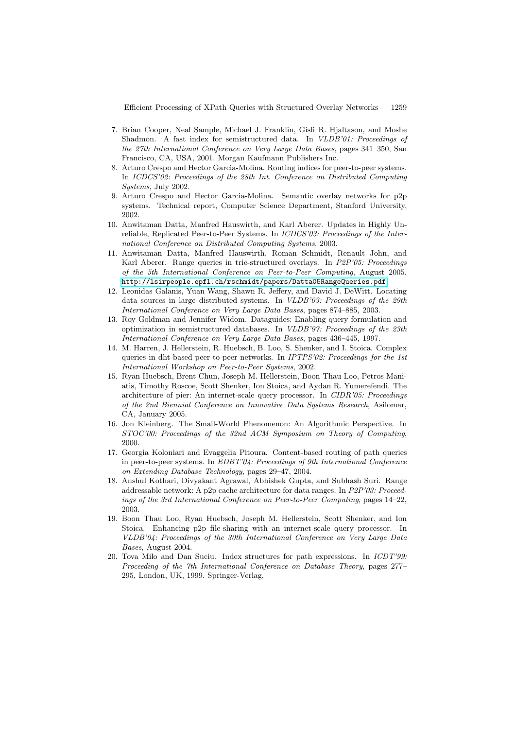7. Brian Cooper, Neal Sample, Michael J. Franklin, Gisli R. Hjaltason, and Moshe Shadmon. A fast index for semistructured data. In *VLDB'01: Proceedings of the 27th International Conference on Very Large Data Bases*, pages 341–350, San Francisco, CA, USA, 2001. Morgan Kaufmann Publishers Inc.
8. Arturo Crespo and Hector Garcia-Molina. Routing indices for peer-to-peer systems. In *ICDCS'02: Proceedings of the 28th Int. Conference on Distributed Computing Systems*, July 2002.
9. Arturo Crespo and Hector Garcia-Molina. Semantic overlay networks for p2p systems. Technical report, Computer Science Department, Stanford University, 2002.
10. Anwitaman Datta, Manfred Hauswirth, and Karl Aberer. Updates in Highly Unreliable, Replicated Peer-to-Peer Systems. In *ICDCS'03: Proceedings of the International Conference on Distributed Computing Systems*, 2003.
11. Anwitaman Datta, Manfred Hauswirth, Roman Schmidt, Renault John, and Karl Aberer. Range queries in trie-structured overlays. In *P2P'05: Proceedings of the 5th International Conference on Peer-to-Peer Computing*, August 2005. `http://lsirpeople.epfl.ch/rschmidt/papers/Datta05RangeQueries.pdf`.
12. Leonidas Galanis, Yuan Wang, Shawn R. Jeffery, and David J. DeWitt. Locating data sources in large distributed systems. In *VLDB'03: Proceedings of the 29th International Conference on Very Large Data Bases*, pages 874–885, 2003.
13. Roy Goldman and Jennifer Widom. Dataguides: Enabling query formulation and optimization in semistructured databases. In *VLDB'97: Proceedings of the 23th International Conference on Very Large Data Bases*, pages 436–445, 1997.
14. M. Harren, J. Hellerstein, R. Huebsch, B. Loo, S. Shenker, and I. Stoica. Complex queries in dht-based peer-to-peer networks. In *IPTPS'02: Proceedings for the 1st International Workshop on Peer-to-Peer Systems*, 2002.
15. Ryan Huebsch, Brent Chun, Joseph M. Hellerstein, Boon Thau Loo, Petros Maniatis, Timothy Roscoe, Scott Shenker, Ion Stoica, and Aydan R. Yumerefendi. The architecture of pier: An internet-scale query processor. In *CIDR'05: Proceedings of the 2nd Biennial Conference on Innovative Data Systems Research*, Asilomar, CA, January 2005.
16. Jon Kleinberg. The Small-World Phenomenon: An Algorithmic Perspective. In *STOC'00: Proceedings of the 32nd ACM Symposium on Theory of Computing*, 2000.
17. Georgia Koloniari and Evaggelia Pitoura. Content-based routing of path queries in peer-to-peer systems. In *EDBT'04: Proceedings of 9th International Conference on Extending Database Technology*, pages 29–47, 2004.
18. Anshul Kothari, Divyakant Agrawal, Abhishek Gupta, and Subhash Suri. Range addressable network: A p2p cache architecture for data ranges. In *P2P'03: Proceedings of the 3rd International Conference on Peer-to-Peer Computing*, pages 14–22, 2003.
19. Boon Thau Loo, Ryan Huebsch, Joseph M. Hellerstein, Scott Shenker, and Ion Stoica. Enhancing p2p file-sharing with an internet-scale query processor. In *VLDB'04: Proceedings of the 30th International Conference on Very Large Data Bases*, August 2004.
20. Tova Milo and Dan Suciu. Index structures for path expressions. In *ICDT'99: Proceeding of the 7th International Conference on Database Theory*, pages 277–295, London, UK, 1999. Springer-Verlag.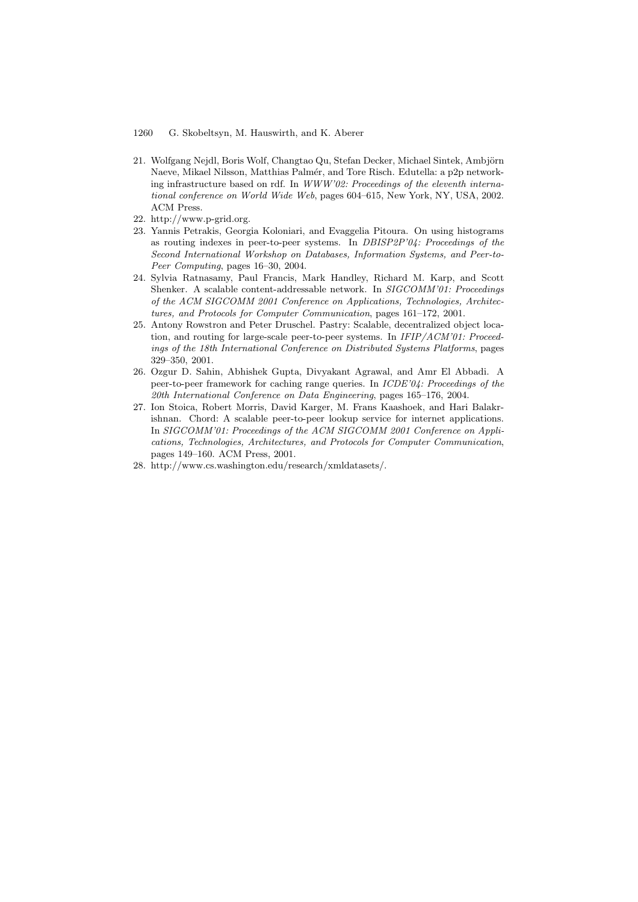21. Wolfgang Nejdl, Boris Wolf, Changtao Qu, Stefan Decker, Michael Sintek, Ambjörn Naeve, Mikael Nilsson, Matthias Palmér, and Tore Risch. Edutella: a p2p networking infrastructure based on rdf. In *WWW'02: Proceedings of the eleventh international conference on World Wide Web*, pages 604–615, New York, NY, USA, 2002. ACM Press.
22. http://www.p-grid.org.
23. Yannis Petrakis, Georgia Koloniari, and Evaggelia Pitoura. On using histograms as routing indexes in peer-to-peer systems. In *DBISP2P'04: Proceedings of the Second International Workshop on Databases, Information Systems, and Peer-to-Peer Computing*, pages 16–30, 2004.
24. Sylvia Ratnasamy, Paul Francis, Mark Handley, Richard M. Karp, and Scott Shenker. A scalable content-addressable network. In *SIGCOMM'01: Proceedings of the ACM SIGCOMM 2001 Conference on Applications, Technologies, Architectures, and Protocols for Computer Communication*, pages 161–172, 2001.
25. Antony Rowstron and Peter Druschel. Pastry: Scalable, decentralized object location, and routing for large-scale peer-to-peer systems. In *IFIP/ACM'01: Proceedings of the 18th International Conference on Distributed Systems Platforms*, pages 329–350, 2001.
26. Ozgur D. Sahin, Abhishek Gupta, Divyakant Agrawal, and Amr El Abbadi. A peer-to-peer framework for caching range queries. In *ICDE'04: Proceedings of the 20th International Conference on Data Engineering*, pages 165–176, 2004.
27. Ion Stoica, Robert Morris, David Karger, M. Frans Kaashoek, and Hari Balakrishnan. Chord: A scalable peer-to-peer lookup service for internet applications. In *SIGCOMM'01: Proceedings of the ACM SIGCOMM 2001 Conference on Applications, Technologies, Architectures, and Protocols for Computer Communication*, pages 149–160. ACM Press, 2001.
28. http://www.cs.washington.edu/research/xmldatasets/.